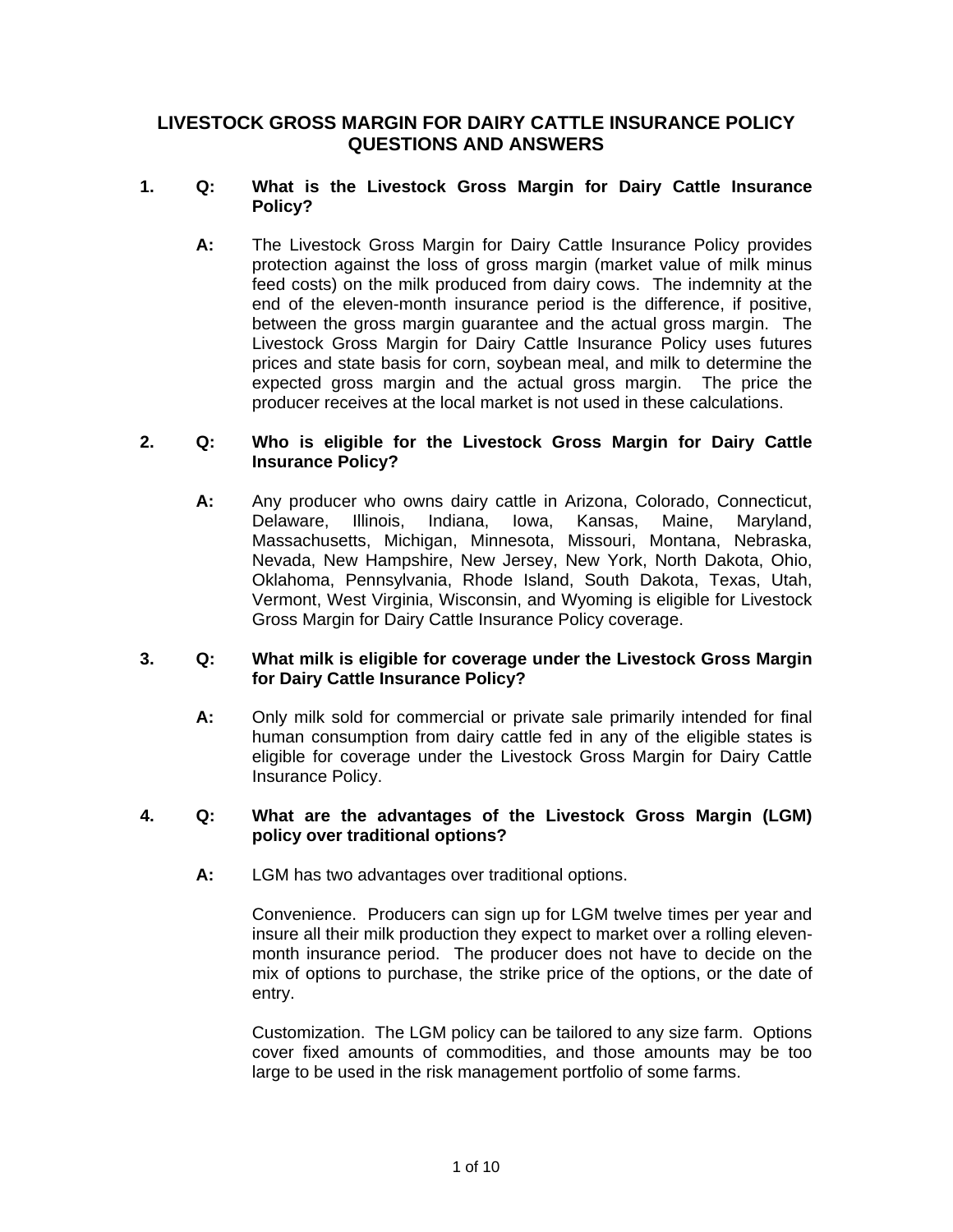# LIVESTOCK GROSS MARGIN FOR DAIRY CATTLE INSURANCE POLICY QUESTIONS AND ANSWERS

**1. Q: What is the Livestock Gross Margin for Dairy Cattle Insurance Policy?**

**A:** The Livestock Gross Margin for Dairy Cattle Insurance Policy provides protection against the loss of gross margin (market value of milk minus feed costs) on the milk produced from dairy cows. The indemnity at the end of the eleven-month insurance period is the difference, if positive, between the gross margin guarantee and the actual gross margin. The Livestock Gross Margin for Dairy Cattle Insurance Policy uses futures prices and state basis for corn, soybean meal, and milk to determine the expected gross margin and the actual gross margin. The price the producer receives at the local market is not used in these calculations.

**2. Q: Who is eligible for the Livestock Gross Margin for Dairy Cattle Insurance Policy?**

**A:** Any producer who owns dairy cattle in Arizona, Colorado, Connecticut, Delaware, Illinois, Indiana, Iowa, Kansas, Maine, Maryland, Massachusetts, Michigan, Minnesota, Missouri, Montana, Nebraska, Nevada, New Hampshire, New Jersey, New York, North Dakota, Ohio, Oklahoma, Pennsylvania, Rhode Island, South Dakota, Texas, Utah, Vermont, West Virginia, Wisconsin, and Wyoming is eligible for Livestock Gross Margin for Dairy Cattle Insurance Policy coverage.

**3. Q: What milk is eligible for coverage under the Livestock Gross Margin for Dairy Cattle Insurance Policy?**

**A:** Only milk sold for commercial or private sale primarily intended for final human consumption from dairy cattle fed in any of the eligible states is eligible for coverage under the Livestock Gross Margin for Dairy Cattle Insurance Policy.

**4. Q: What are the advantages of the Livestock Gross Margin (LGM) policy over traditional options?**

**A:** LGM has two advantages over traditional options.

Convenience. Producers can sign up for LGM twelve times per year and insure all their milk production they expect to market over a rolling eleven-month insurance period. The producer does not have to decide on the mix of options to purchase, the strike price of the options, or the date of entry.

Customization. The LGM policy can be tailored to any size farm. Options cover fixed amounts of commodities, and those amounts may be too large to be used in the risk management portfolio of some farms.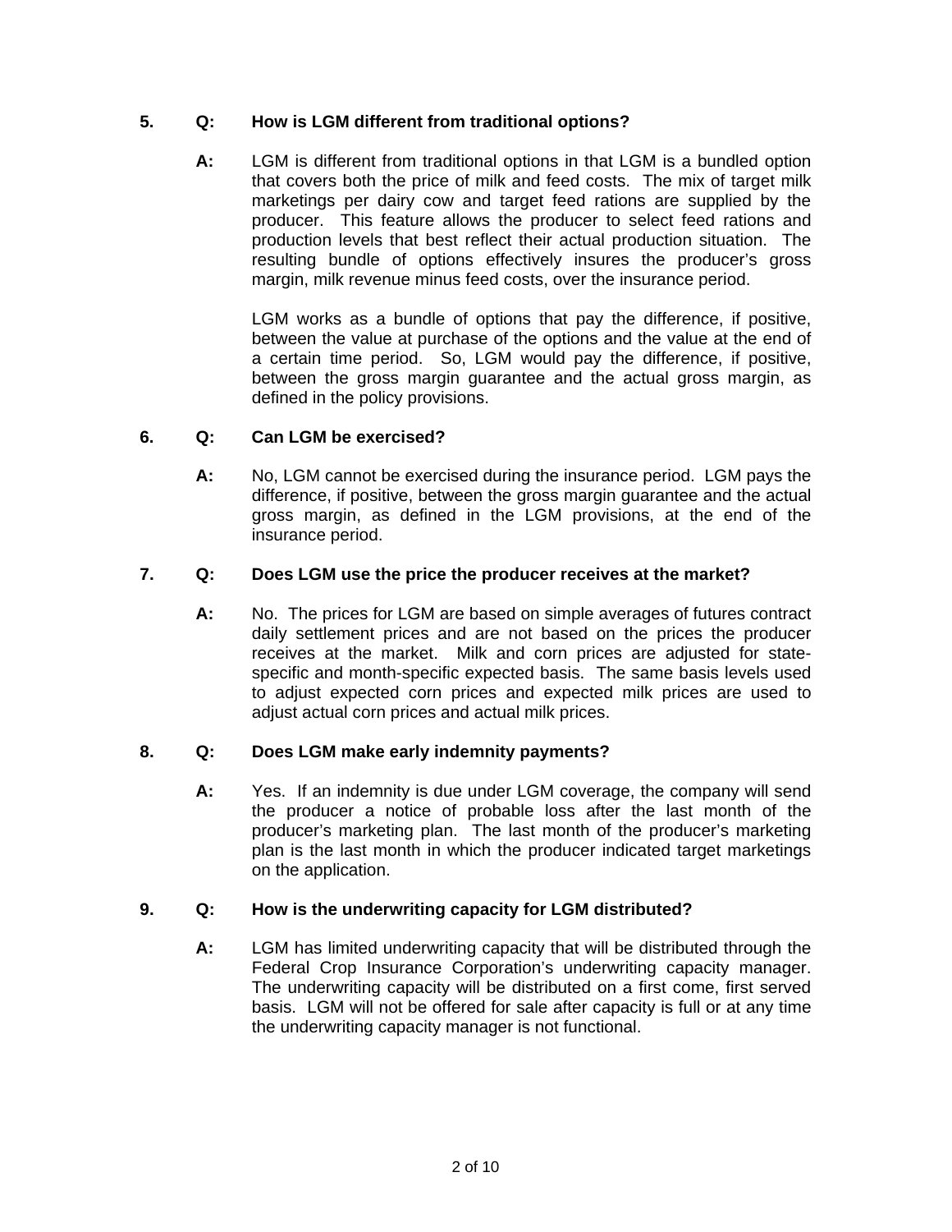**5. Q: How is LGM different from traditional options?**

**A:** LGM is different from traditional options in that LGM is a bundled option that covers both the price of milk and feed costs. The mix of target milk marketings per dairy cow and target feed rations are supplied by the producer. This feature allows the producer to select feed rations and production levels that best reflect their actual production situation. The resulting bundle of options effectively insures the producer's gross margin, milk revenue minus feed costs, over the insurance period.

LGM works as a bundle of options that pay the difference, if positive, between the value at purchase of the options and the value at the end of a certain time period. So, LGM would pay the difference, if positive, between the gross margin guarantee and the actual gross margin, as defined in the policy provisions.

**6. Q: Can LGM be exercised?**

**A:** No, LGM cannot be exercised during the insurance period. LGM pays the difference, if positive, between the gross margin guarantee and the actual gross margin, as defined in the LGM provisions, at the end of the insurance period.

**7. Q: Does LGM use the price the producer receives at the market?**

**A:** No. The prices for LGM are based on simple averages of futures contract daily settlement prices and are not based on the prices the producer receives at the market. Milk and corn prices are adjusted for state-specific and month-specific expected basis. The same basis levels used to adjust expected corn prices and expected milk prices are used to adjust actual corn prices and actual milk prices.

**8. Q: Does LGM make early indemnity payments?**

**A:** Yes. If an indemnity is due under LGM coverage, the company will send the producer a notice of probable loss after the last month of the producer's marketing plan. The last month of the producer's marketing plan is the last month in which the producer indicated target marketings on the application.

**9. Q: How is the underwriting capacity for LGM distributed?**

**A:** LGM has limited underwriting capacity that will be distributed through the Federal Crop Insurance Corporation's underwriting capacity manager. The underwriting capacity will be distributed on a first come, first served basis. LGM will not be offered for sale after capacity is full or at any time the underwriting capacity manager is not functional.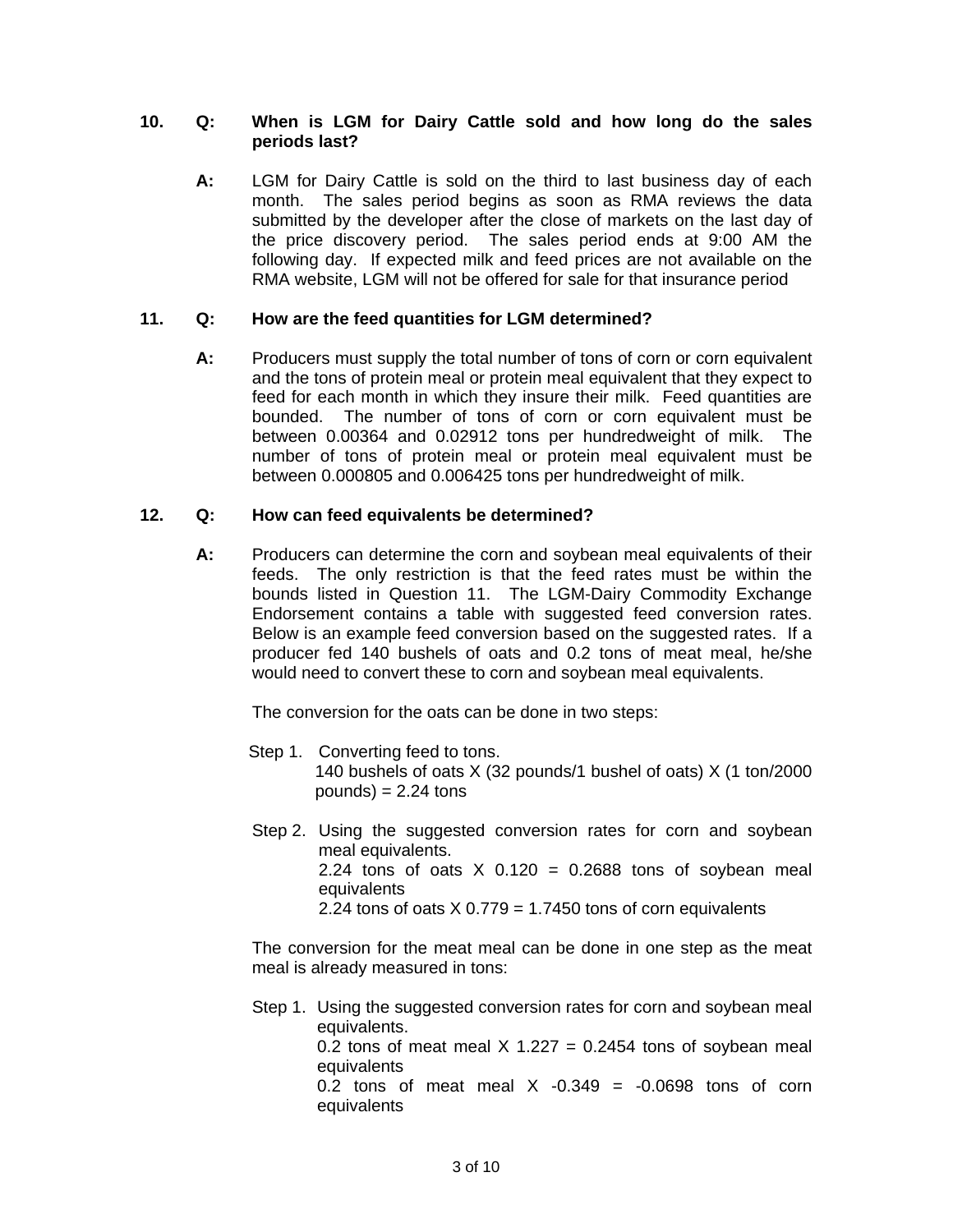**10. Q: When is LGM for Dairy Cattle sold and how long do the sales periods last?**

**A:** LGM for Dairy Cattle is sold on the third to last business day of each month. The sales period begins as soon as RMA reviews the data submitted by the developer after the close of markets on the last day of the price discovery period. The sales period ends at 9:00 AM the following day. If expected milk and feed prices are not available on the RMA website, LGM will not be offered for sale for that insurance period

**11. Q: How are the feed quantities for LGM determined?**

**A:** Producers must supply the total number of tons of corn or corn equivalent and the tons of protein meal or protein meal equivalent that they expect to feed for each month in which they insure their milk. Feed quantities are bounded. The number of tons of corn or corn equivalent must be between 0.00364 and 0.02912 tons per hundredweight of milk. The number of tons of protein meal or protein meal equivalent must be between 0.000805 and 0.006425 tons per hundredweight of milk.

**12. Q: How can feed equivalents be determined?**

**A:** Producers can determine the corn and soybean meal equivalents of their feeds. The only restriction is that the feed rates must be within the bounds listed in Question 11. The LGM-Dairy Commodity Exchange Endorsement contains a table with suggested feed conversion rates. Below is an example feed conversion based on the suggested rates. If a producer fed 140 bushels of oats and 0.2 tons of meat meal, he/she would need to convert these to corn and soybean meal equivalents.

The conversion for the oats can be done in two steps:

Step 1. Converting feed to tons.
140 bushels of oats X (32 pounds/1 bushel of oats) X (1 ton/2000 pounds) = 2.24 tons

Step 2. Using the suggested conversion rates for corn and soybean meal equivalents.
2.24 tons of oats X 0.120 = 0.2688 tons of soybean meal equivalents
2.24 tons of oats X 0.779 = 1.7450 tons of corn equivalents

The conversion for the meat meal can be done in one step as the meat meal is already measured in tons:

Step 1. Using the suggested conversion rates for corn and soybean meal equivalents.
0.2 tons of meat meal X 1.227 = 0.2454 tons of soybean meal equivalents
0.2 tons of meat meal X -0.349 = -0.0698 tons of corn equivalents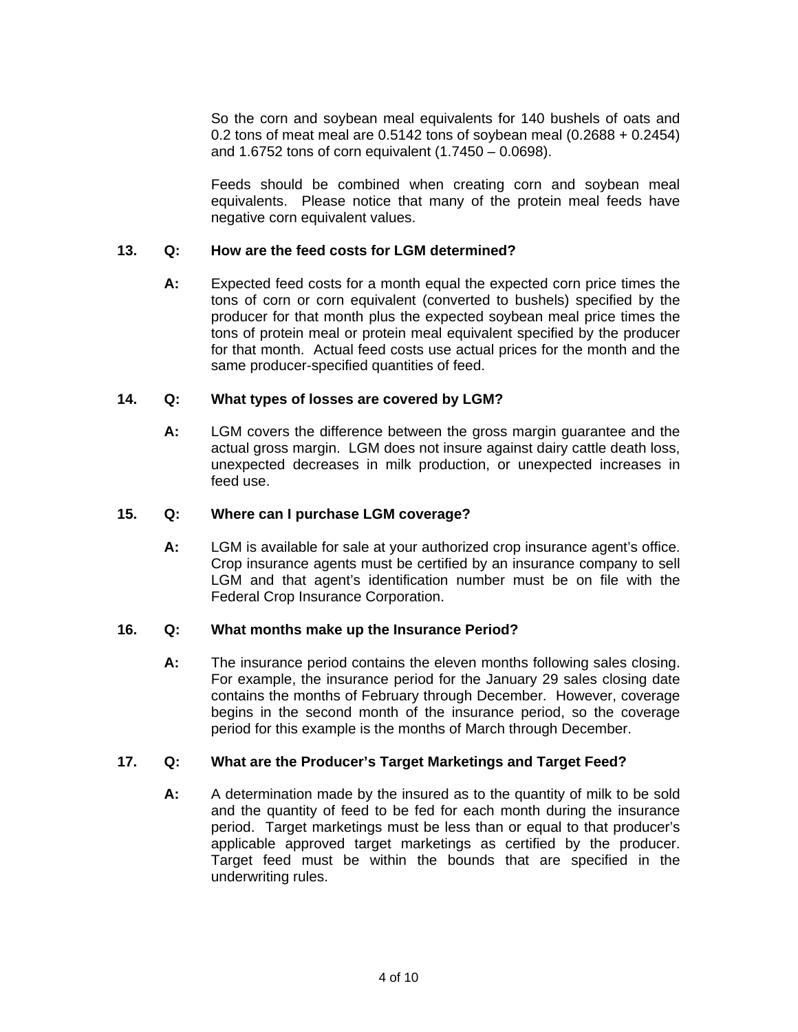So the corn and soybean meal equivalents for 140 bushels of oats and 0.2 tons of meat meal are 0.5142 tons of soybean meal (0.2688 + 0.2454) and 1.6752 tons of corn equivalent (1.7450 – 0.0698).

Feeds should be combined when creating corn and soybean meal equivalents. Please notice that many of the protein meal feeds have negative corn equivalent values.

**13. Q: How are the feed costs for LGM determined?**

**A:** Expected feed costs for a month equal the expected corn price times the tons of corn or corn equivalent (converted to bushels) specified by the producer for that month plus the expected soybean meal price times the tons of protein meal or protein meal equivalent specified by the producer for that month. Actual feed costs use actual prices for the month and the same producer-specified quantities of feed.

**14. Q: What types of losses are covered by LGM?**

**A:** LGM covers the difference between the gross margin guarantee and the actual gross margin. LGM does not insure against dairy cattle death loss, unexpected decreases in milk production, or unexpected increases in feed use.

**15. Q: Where can I purchase LGM coverage?**

**A:** LGM is available for sale at your authorized crop insurance agent's office. Crop insurance agents must be certified by an insurance company to sell LGM and that agent's identification number must be on file with the Federal Crop Insurance Corporation.

**16. Q: What months make up the Insurance Period?**

**A:** The insurance period contains the eleven months following sales closing. For example, the insurance period for the January 29 sales closing date contains the months of February through December. However, coverage begins in the second month of the insurance period, so the coverage period for this example is the months of March through December.

**17. Q: What are the Producer's Target Marketings and Target Feed?**

**A:** A determination made by the insured as to the quantity of milk to be sold and the quantity of feed to be fed for each month during the insurance period. Target marketings must be less than or equal to that producer's applicable approved target marketings as certified by the producer. Target feed must be within the bounds that are specified in the underwriting rules.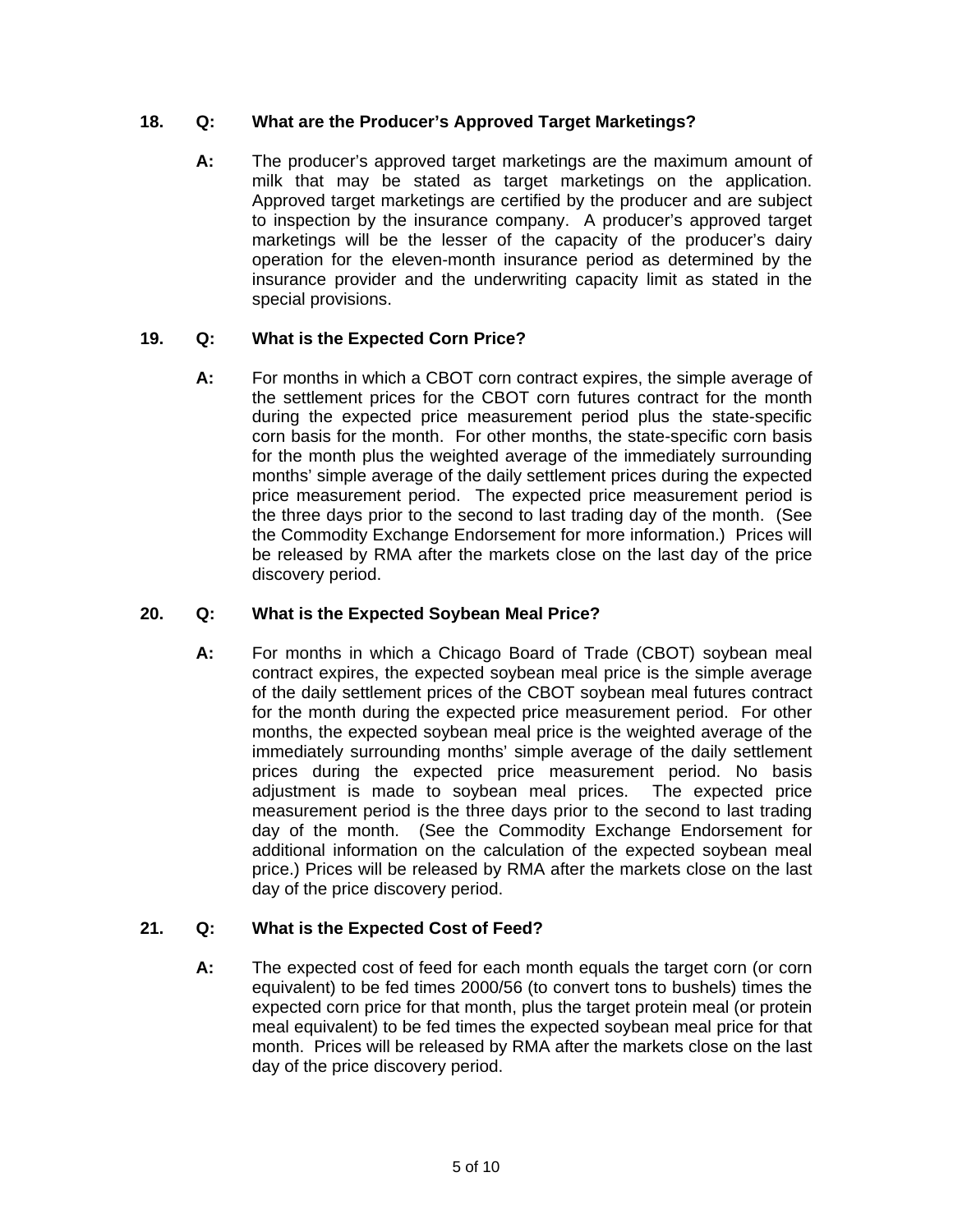**18. Q: What are the Producer's Approved Target Marketings?**

**A:** The producer's approved target marketings are the maximum amount of milk that may be stated as target marketings on the application. Approved target marketings are certified by the producer and are subject to inspection by the insurance company. A producer's approved target marketings will be the lesser of the capacity of the producer's dairy operation for the eleven-month insurance period as determined by the insurance provider and the underwriting capacity limit as stated in the special provisions.

**19. Q: What is the Expected Corn Price?**

**A:** For months in which a CBOT corn contract expires, the simple average of the settlement prices for the CBOT corn futures contract for the month during the expected price measurement period plus the state-specific corn basis for the month. For other months, the state-specific corn basis for the month plus the weighted average of the immediately surrounding months' simple average of the daily settlement prices during the expected price measurement period. The expected price measurement period is the three days prior to the second to last trading day of the month. (See the Commodity Exchange Endorsement for more information.) Prices will be released by RMA after the markets close on the last day of the price discovery period.

**20. Q: What is the Expected Soybean Meal Price?**

**A:** For months in which a Chicago Board of Trade (CBOT) soybean meal contract expires, the expected soybean meal price is the simple average of the daily settlement prices of the CBOT soybean meal futures contract for the month during the expected price measurement period. For other months, the expected soybean meal price is the weighted average of the immediately surrounding months' simple average of the daily settlement prices during the expected price measurement period. No basis adjustment is made to soybean meal prices. The expected price measurement period is the three days prior to the second to last trading day of the month. (See the Commodity Exchange Endorsement for additional information on the calculation of the expected soybean meal price.) Prices will be released by RMA after the markets close on the last day of the price discovery period.

**21. Q: What is the Expected Cost of Feed?**

**A:** The expected cost of feed for each month equals the target corn (or corn equivalent) to be fed times 2000/56 (to convert tons to bushels) times the expected corn price for that month, plus the target protein meal (or protein meal equivalent) to be fed times the expected soybean meal price for that month. Prices will be released by RMA after the markets close on the last day of the price discovery period.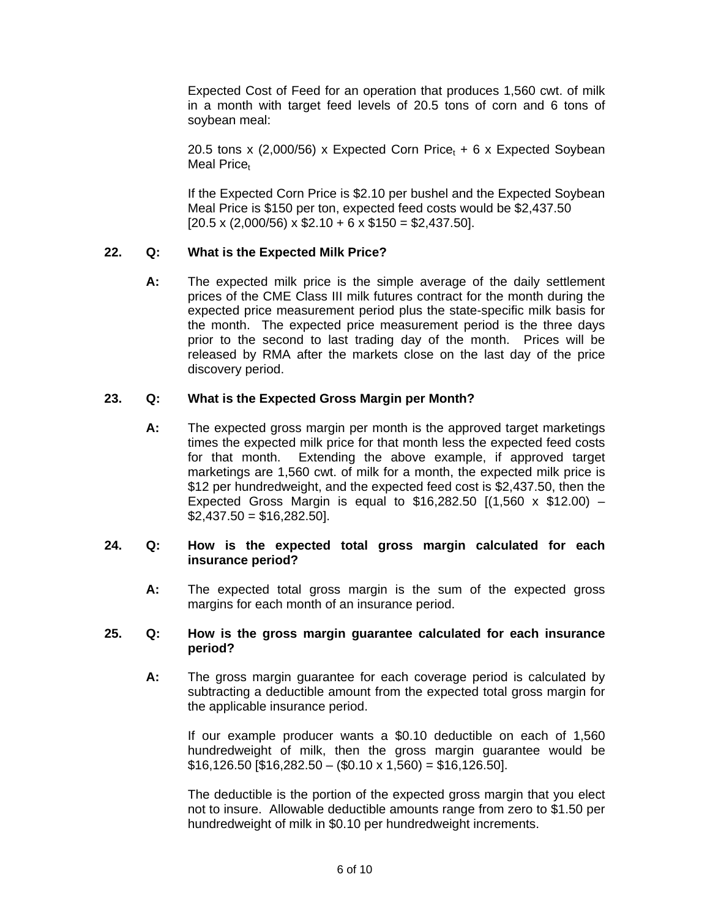Expected Cost of Feed for an operation that produces 1,560 cwt. of milk in a month with target feed levels of 20.5 tons of corn and 6 tons of soybean meal:

20.5 tons x (2,000/56) x Expected Corn $\text{Price}_t$ + 6 x Expected Soybean Meal $\text{Price}_t$

If the Expected Corn Price is $2.10 per bushel and the Expected Soybean Meal Price is $150 per ton, expected feed costs would be $2,437.50 [20.5 x (2,000/56) x $2.10 + 6 x $150 = $2,437.50].

**22. Q: What is the Expected Milk Price?**

**A:** The expected milk price is the simple average of the daily settlement prices of the CME Class III milk futures contract for the month during the expected price measurement period plus the state-specific milk basis for the month. The expected price measurement period is the three days prior to the second to last trading day of the month. Prices will be released by RMA after the markets close on the last day of the price discovery period.

**23. Q: What is the Expected Gross Margin per Month?**

**A:** The expected gross margin per month is the approved target marketings times the expected milk price for that month less the expected feed costs for that month. Extending the above example, if approved target marketings are 1,560 cwt. of milk for a month, the expected milk price is $12 per hundredweight, and the expected feed cost is $2,437.50, then the Expected Gross Margin is equal to $16,282.50 [(1,560 x $12.00) – $2,437.50 = $16,282.50].

**24. Q: How is the expected total gross margin calculated for each insurance period?**

**A:** The expected total gross margin is the sum of the expected gross margins for each month of an insurance period.

**25. Q: How is the gross margin guarantee calculated for each insurance period?**

**A:** The gross margin guarantee for each coverage period is calculated by subtracting a deductible amount from the expected total gross margin for the applicable insurance period.

If our example producer wants a $0.10 deductible on each of 1,560 hundredweight of milk, then the gross margin guarantee would be $16,126.50 [$16,282.50 – ($0.10 x 1,560) = $16,126.50].

The deductible is the portion of the expected gross margin that you elect not to insure. Allowable deductible amounts range from zero to $1.50 per hundredweight of milk in $0.10 per hundredweight increments.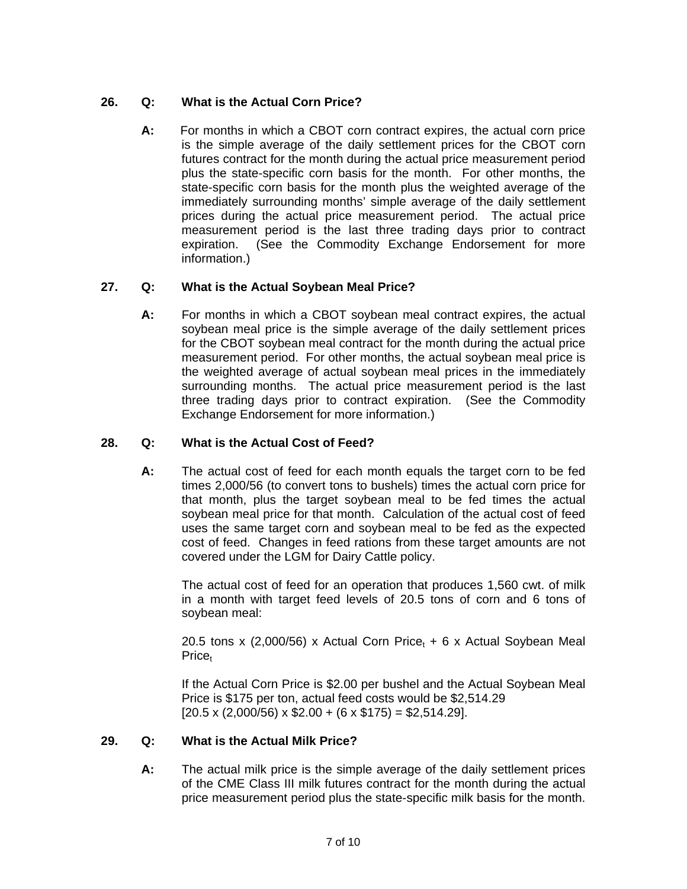**26. Q: What is the Actual Corn Price?**

**A:** For months in which a CBOT corn contract expires, the actual corn price is the simple average of the daily settlement prices for the CBOT corn futures contract for the month during the actual price measurement period plus the state-specific corn basis for the month. For other months, the state-specific corn basis for the month plus the weighted average of the immediately surrounding months' simple average of the daily settlement prices during the actual price measurement period. The actual price measurement period is the last three trading days prior to contract expiration. (See the Commodity Exchange Endorsement for more information.)

**27. Q: What is the Actual Soybean Meal Price?**

**A:** For months in which a CBOT soybean meal contract expires, the actual soybean meal price is the simple average of the daily settlement prices for the CBOT soybean meal contract for the month during the actual price measurement period. For other months, the actual soybean meal price is the weighted average of actual soybean meal prices in the immediately surrounding months. The actual price measurement period is the last three trading days prior to contract expiration. (See the Commodity Exchange Endorsement for more information.)

**28. Q: What is the Actual Cost of Feed?**

**A:** The actual cost of feed for each month equals the target corn to be fed times 2,000/56 (to convert tons to bushels) times the actual corn price for that month, plus the target soybean meal to be fed times the actual soybean meal price for that month. Calculation of the actual cost of feed uses the same target corn and soybean meal to be fed as the expected cost of feed. Changes in feed rations from these target amounts are not covered under the LGM for Dairy Cattle policy.

The actual cost of feed for an operation that produces 1,560 cwt. of milk in a month with target feed levels of 20.5 tons of corn and 6 tons of soybean meal:

20.5 tons x (2,000/56) x Actual Corn Price$_t$ + 6 x Actual Soybean Meal Price$_t$

If the Actual Corn Price is $2.00 per bushel and the Actual Soybean Meal Price is $175 per ton, actual feed costs would be $2,514.29
[20.5 x (2,000/56) x $2.00 + (6 x $175) = $2,514.29].

**29. Q: What is the Actual Milk Price?**

**A:** The actual milk price is the simple average of the daily settlement prices of the CME Class III milk futures contract for the month during the actual price measurement period plus the state-specific milk basis for the month.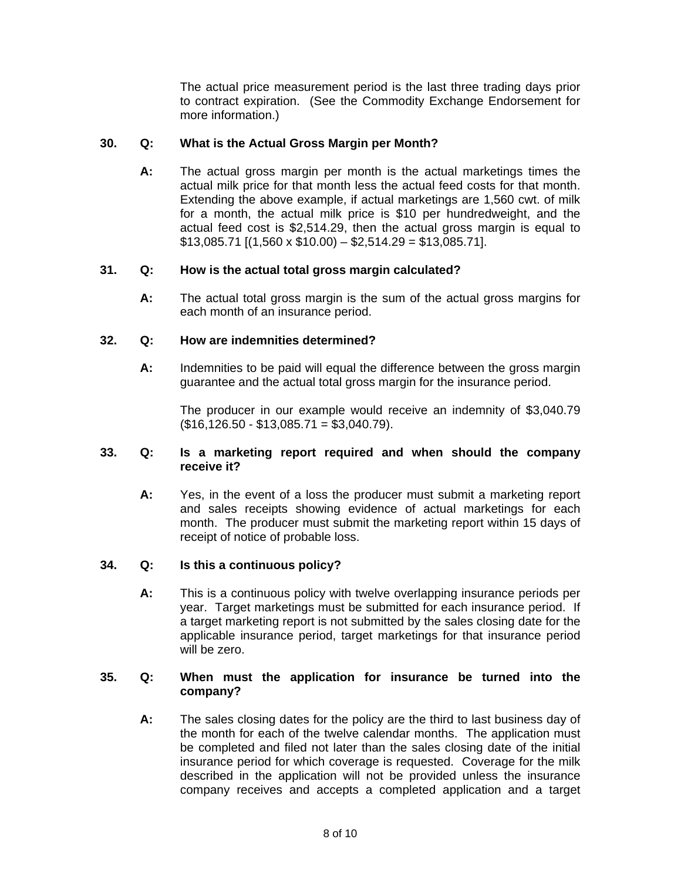The actual price measurement period is the last three trading days prior to contract expiration. (See the Commodity Exchange Endorsement for more information.)

**30. Q: What is the Actual Gross Margin per Month?**

**A:** The actual gross margin per month is the actual marketings times the actual milk price for that month less the actual feed costs for that month. Extending the above example, if actual marketings are 1,560 cwt. of milk for a month, the actual milk price is $10 per hundredweight, and the actual feed cost is $2,514.29, then the actual gross margin is equal to $13,085.71 [(1,560 x $10.00) – $2,514.29 = $13,085.71].

**31. Q: How is the actual total gross margin calculated?**

**A:** The actual total gross margin is the sum of the actual gross margins for each month of an insurance period.

**32. Q: How are indemnities determined?**

**A:** Indemnities to be paid will equal the difference between the gross margin guarantee and the actual total gross margin for the insurance period.

The producer in our example would receive an indemnity of $3,040.79 ($16,126.50 - $13,085.71 = $3,040.79).

**33. Q: Is a marketing report required and when should the company receive it?**

**A:** Yes, in the event of a loss the producer must submit a marketing report and sales receipts showing evidence of actual marketings for each month. The producer must submit the marketing report within 15 days of receipt of notice of probable loss.

**34. Q: Is this a continuous policy?**

**A:** This is a continuous policy with twelve overlapping insurance periods per year. Target marketings must be submitted for each insurance period. If a target marketing report is not submitted by the sales closing date for the applicable insurance period, target marketings for that insurance period will be zero.

**35. Q: When must the application for insurance be turned into the company?**

**A:** The sales closing dates for the policy are the third to last business day of the month for each of the twelve calendar months. The application must be completed and filed not later than the sales closing date of the initial insurance period for which coverage is requested. Coverage for the milk described in the application will not be provided unless the insurance company receives and accepts a completed application and a target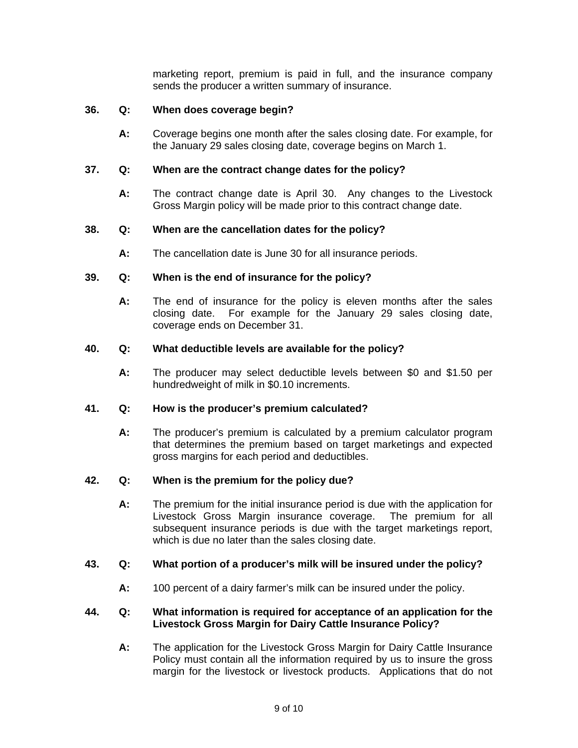marketing report, premium is paid in full, and the insurance company sends the producer a written summary of insurance.

**36. Q: When does coverage begin?**

**A:** Coverage begins one month after the sales closing date. For example, for the January 29 sales closing date, coverage begins on March 1.

**37. Q: When are the contract change dates for the policy?**

**A:** The contract change date is April 30. Any changes to the Livestock Gross Margin policy will be made prior to this contract change date.

**38. Q: When are the cancellation dates for the policy?**

**A:** The cancellation date is June 30 for all insurance periods.

**39. Q: When is the end of insurance for the policy?**

**A:** The end of insurance for the policy is eleven months after the sales closing date. For example for the January 29 sales closing date, coverage ends on December 31.

**40. Q: What deductible levels are available for the policy?**

**A:** The producer may select deductible levels between $0 and $1.50 per hundredweight of milk in $0.10 increments.

**41. Q: How is the producer's premium calculated?**

**A:** The producer's premium is calculated by a premium calculator program that determines the premium based on target marketings and expected gross margins for each period and deductibles.

**42. Q: When is the premium for the policy due?**

**A:** The premium for the initial insurance period is due with the application for Livestock Gross Margin insurance coverage. The premium for all subsequent insurance periods is due with the target marketings report, which is due no later than the sales closing date.

**43. Q: What portion of a producer's milk will be insured under the policy?**

**A:** 100 percent of a dairy farmer's milk can be insured under the policy.

**44. Q: What information is required for acceptance of an application for the Livestock Gross Margin for Dairy Cattle Insurance Policy?**

**A:** The application for the Livestock Gross Margin for Dairy Cattle Insurance Policy must contain all the information required by us to insure the gross margin for the livestock or livestock products. Applications that do not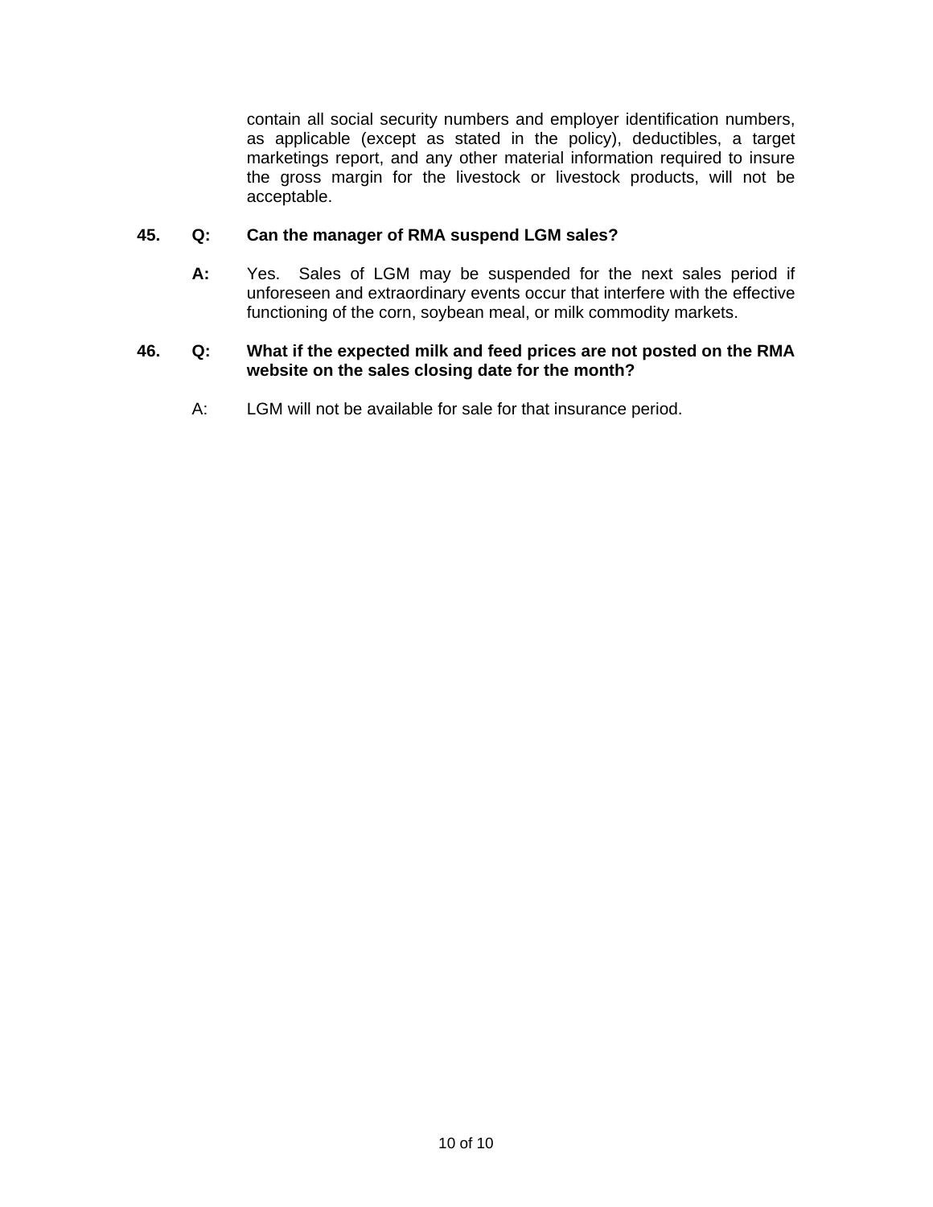contain all social security numbers and employer identification numbers, as applicable (except as stated in the policy), deductibles, a target marketings report, and any other material information required to insure the gross margin for the livestock or livestock products, will not be acceptable.

**45. Q: Can the manager of RMA suspend LGM sales?**

**A:** Yes. Sales of LGM may be suspended for the next sales period if unforeseen and extraordinary events occur that interfere with the effective functioning of the corn, soybean meal, or milk commodity markets.

**46. Q: What if the expected milk and feed prices are not posted on the RMA website on the sales closing date for the month?**

A: LGM will not be available for sale for that insurance period.